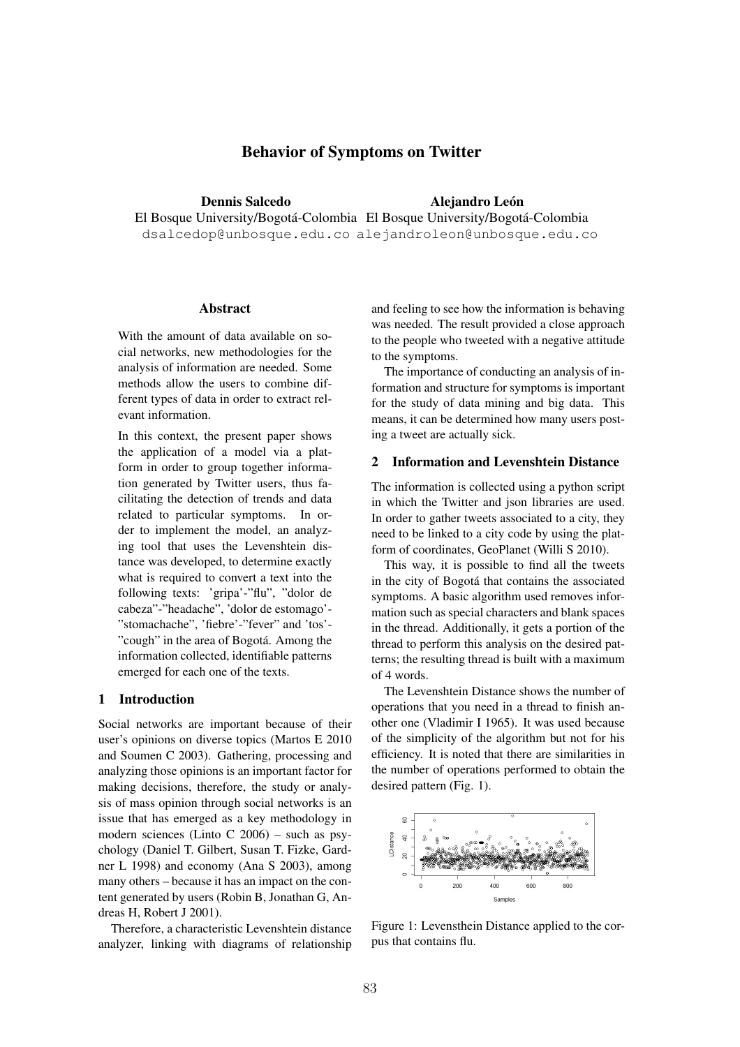# Behavior of Symptoms on Twitter

**Dennis Salcedo**
El Bosque University/Bogotá-Colombia
dsalcedop@unbosque.edu.co

**Alejandro León**
El Bosque University/Bogotá-Colombia
alejandroleon@unbosque.edu.co

## Abstract

With the amount of data available on social networks, new methodologies for the analysis of information are needed. Some methods allow the users to combine different types of data in order to extract relevant information.

In this context, the present paper shows the application of a model via a platform in order to group together information generated by Twitter users, thus facilitating the detection of trends and data related to particular symptoms. In order to implement the model, an analyzing tool that uses the Levenshtein distance was developed, to determine exactly what is required to convert a text into the following texts: 'gripa'-"flu", "dolor de cabeza"-"headache", 'dolor de estomago'-"stomachache", 'fiebre'-"fever" and 'tos'-"cough" in the area of Bogotá. Among the information collected, identifiable patterns emerged for each one of the texts.

## 1 Introduction

Social networks are important because of their user's opinions on diverse topics (Martos E 2010 and Soumen C 2003). Gathering, processing and analyzing those opinions is an important factor for making decisions, therefore, the study or analysis of mass opinion through social networks is an issue that has emerged as a key methodology in modern sciences (Linto C 2006) – such as psychology (Daniel T. Gilbert, Susan T. Fizke, Gardner L 1998) and economy (Ana S 2003), among many others – because it has an impact on the content generated by users (Robin B, Jonathan G, Andreas H, Robert J 2001).

Therefore, a characteristic Levenshtein distance analyzer, linking with diagrams of relationship and feeling to see how the information is behaving was needed. The result provided a close approach to the people who tweeted with a negative attitude to the symptoms.

The importance of conducting an analysis of information and structure for symptoms is important for the study of data mining and big data. This means, it can be determined how many users posting a tweet are actually sick.

## 2 Information and Levenshtein Distance

The information is collected using a python script in which the Twitter and json libraries are used. In order to gather tweets associated to a city, they need to be linked to a city code by using the platform of coordinates, GeoPlanet (Willi S 2010).

This way, it is possible to find all the tweets in the city of Bogotá that contains the associated symptoms. A basic algorithm used removes information such as special characters and blank spaces in the thread. Additionally, it gets a portion of the thread to perform this analysis on the desired patterns; the resulting thread is built with a maximum of 4 words.

The Levenshtein Distance shows the number of operations that you need in a thread to finish another one (Vladimir I 1965). It was used because of the simplicity of the algorithm but not for his efficiency. It is noted that there are similarities in the number of operations performed to obtain the desired pattern (Fig. 1).

Figure 1: Levensthein Distance applied to the corpus that contains flu.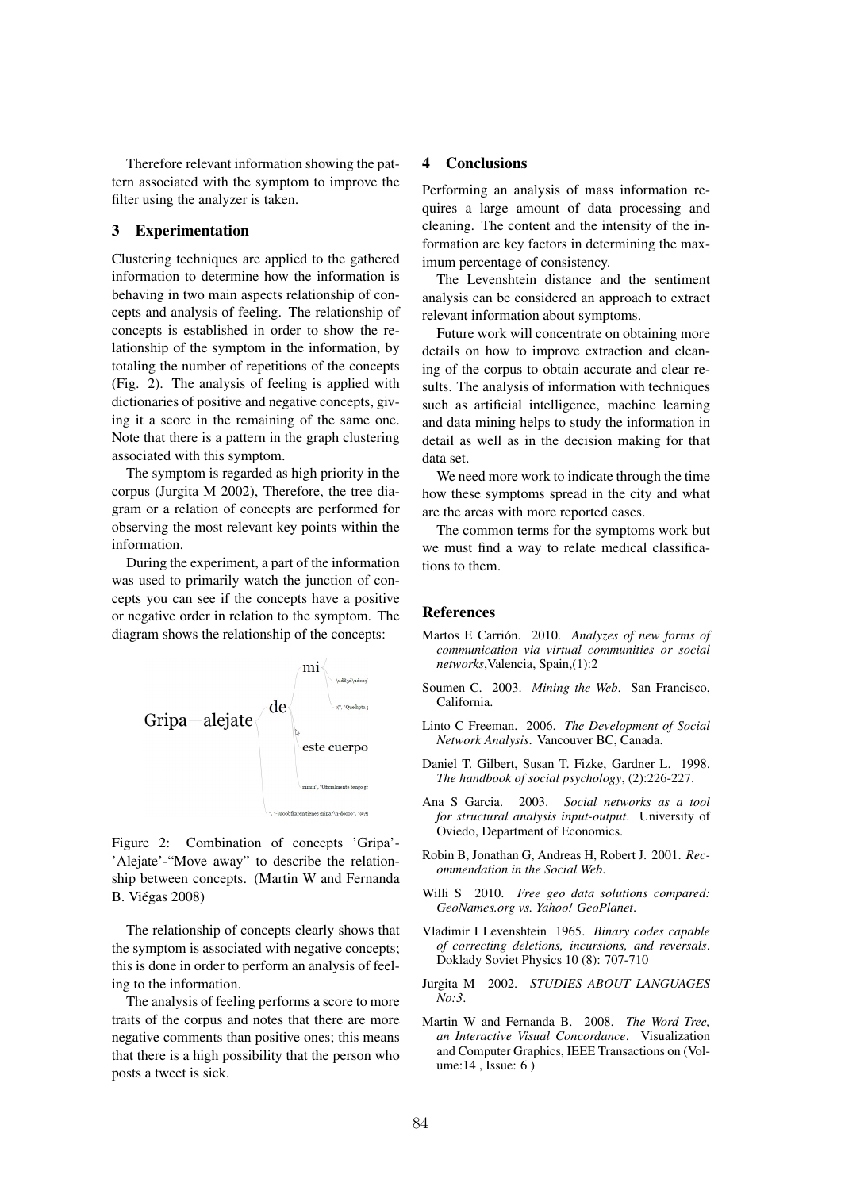Therefore relevant information showing the pattern associated with the symptom to improve the filter using the analyzer is taken.

## 3 Experimentation

Clustering techniques are applied to the gathered information to determine how the information is behaving in two main aspects relationship of concepts and analysis of feeling. The relationship of concepts is established in order to show the relationship of the symptom in the information, by totaling the number of repetitions of the concepts (Fig. 2). The analysis of feeling is applied with dictionaries of positive and negative concepts, giving it a score in the remaining of the same one. Note that there is a pattern in the graph clustering associated with this symptom.

The symptom is regarded as high priority in the corpus (Jurgita M 2002), Therefore, the tree diagram or a relation of concepts are performed for observing the most relevant key points within the information.

During the experiment, a part of the information was used to primarily watch the junction of concepts you can see if the concepts have a positive or negative order in relation to the symptom. The diagram shows the relationship of the concepts:

Gripa
alejate
de
mi
este cuerpo

Figure 2: Combination of concepts 'Gripa'-'Alejate'-"Move away" to describe the relationship between concepts. (Martin W and Fernanda B. Viégas 2008)

The relationship of concepts clearly shows that the symptom is associated with negative concepts; this is done in order to perform an analysis of feeling to the information.

The analysis of feeling performs a score to more traits of the corpus and notes that there are more negative comments than positive ones; this means that there is a high possibility that the person who posts a tweet is sick.

## 4 Conclusions

Performing an analysis of mass information requires a large amount of data processing and cleaning. The content and the intensity of the information are key factors in determining the maximum percentage of consistency.

The Levenshtein distance and the sentiment analysis can be considered an approach to extract relevant information about symptoms.

Future work will concentrate on obtaining more details on how to improve extraction and cleaning of the corpus to obtain accurate and clear results. The analysis of information with techniques such as artificial intelligence, machine learning and data mining helps to study the information in detail as well as in the decision making for that data set.

We need more work to indicate through the time how these symptoms spread in the city and what are the areas with more reported cases.

The common terms for the symptoms work but we must find a way to relate medical classifications to them.

## References

Martos E Carrión. 2010. *Analyzes of new forms of communication via virtual communities or social networks*,Valencia, Spain,(1):2

Soumen C. 2003. *Mining the Web*. San Francisco, California.

Linto C Freeman. 2006. *The Development of Social Network Analysis*. Vancouver BC, Canada.

Daniel T. Gilbert, Susan T. Fizke, Gardner L. 1998. *The handbook of social psychology*, (2):226-227.

Ana S Garcia. 2003. *Social networks as a tool for structural analysis input-output*. University of Oviedo, Department of Economics.

Robin B, Jonathan G, Andreas H, Robert J. 2001. *Recommendation in the Social Web*.

Willi S 2010. *Free geo data solutions compared: GeoNames.org vs. Yahoo! GeoPlanet*.

Vladimir I Levenshtein 1965. *Binary codes capable of correcting deletions, incursions, and reversals*. Doklady Soviet Physics 10 (8): 707-710

Jurgita M 2002. *STUDIES ABOUT LANGUAGES No:3*.

Martin W and Fernanda B. 2008. *The Word Tree, an Interactive Visual Concordance*. Visualization and Computer Graphics, IEEE Transactions on (Volume:14 , Issue: 6 )